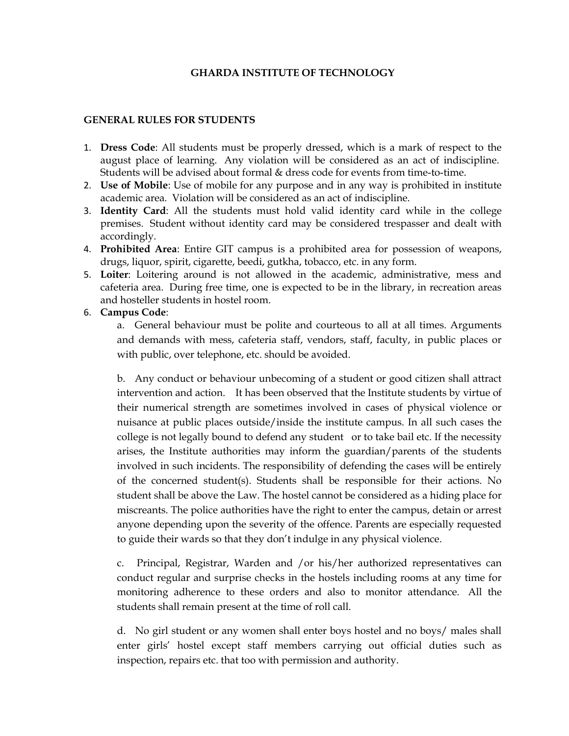# GHARDA INSTITUTE OF TECHNOLOGY

## GENERAL RULES FOR STUDENTS

1. **Dress Code**: All students must be properly dressed, which is a mark of respect to the august place of learning. Any violation will be considered as an act of indiscipline. Students will be advised about formal & dress code for events from time-to-time.
2. **Use of Mobile**: Use of mobile for any purpose and in any way is prohibited in institute academic area. Violation will be considered as an act of indiscipline.
3. **Identity Card**: All the students must hold valid identity card while in the college premises. Student without identity card may be considered trespasser and dealt with accordingly.
4. **Prohibited Area**: Entire GIT campus is a prohibited area for possession of weapons, drugs, liquor, spirit, cigarette, beedi, gutkha, tobacco, etc. in any form.
5. **Loiter**: Loitering around is not allowed in the academic, administrative, mess and cafeteria area. During free time, one is expected to be in the library, in recreation areas and hosteller students in hostel room.
6. **Campus Code**:

   a. General behaviour must be polite and courteous to all at all times. Arguments and demands with mess, cafeteria staff, vendors, staff, faculty, in public places or with public, over telephone, etc. should be avoided.

   b. Any conduct or behaviour unbecoming of a student or good citizen shall attract intervention and action. It has been observed that the Institute students by virtue of their numerical strength are sometimes involved in cases of physical violence or nuisance at public places outside/inside the institute campus. In all such cases the college is not legally bound to defend any student or to take bail etc. If the necessity arises, the Institute authorities may inform the guardian/parents of the students involved in such incidents. The responsibility of defending the cases will be entirely of the concerned student(s). Students shall be responsible for their actions. No student shall be above the Law. The hostel cannot be considered as a hiding place for miscreants. The police authorities have the right to enter the campus, detain or arrest anyone depending upon the severity of the offence. Parents are especially requested to guide their wards so that they don't indulge in any physical violence.

   c. Principal, Registrar, Warden and /or his/her authorized representatives can conduct regular and surprise checks in the hostels including rooms at any time for monitoring adherence to these orders and also to monitor attendance. All the students shall remain present at the time of roll call.

   d. No girl student or any women shall enter boys hostel and no boys/ males shall enter girls' hostel except staff members carrying out official duties such as inspection, repairs etc. that too with permission and authority.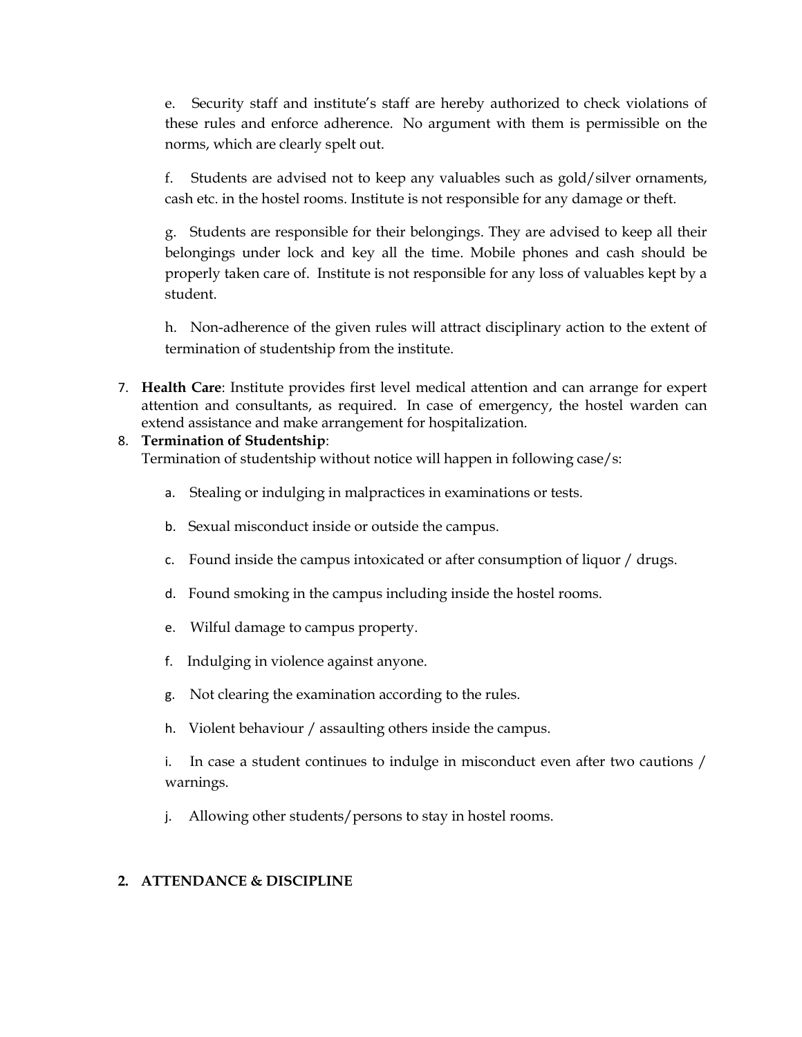e. Security staff and institute's staff are hereby authorized to check violations of these rules and enforce adherence. No argument with them is permissible on the norms, which are clearly spelt out.

f. Students are advised not to keep any valuables such as gold/silver ornaments, cash etc. in the hostel rooms. Institute is not responsible for any damage or theft.

g. Students are responsible for their belongings. They are advised to keep all their belongings under lock and key all the time. Mobile phones and cash should be properly taken care of. Institute is not responsible for any loss of valuables kept by a student.

h. Non-adherence of the given rules will attract disciplinary action to the extent of termination of studentship from the institute.

7. **Health Care**: Institute provides first level medical attention and can arrange for expert attention and consultants, as required. In case of emergency, the hostel warden can extend assistance and make arrangement for hospitalization.
8. **Termination of Studentship**:
   Termination of studentship without notice will happen in following case/s:

   a. Stealing or indulging in malpractices in examinations or tests.

   b. Sexual misconduct inside or outside the campus.

   c. Found inside the campus intoxicated or after consumption of liquor / drugs.

   d. Found smoking in the campus including inside the hostel rooms.

   e. Wilful damage to campus property.

   f. Indulging in violence against anyone.

   g. Not clearing the examination according to the rules.

   h. Violent behaviour / assaulting others inside the campus.

   i. In case a student continues to indulge in misconduct even after two cautions / warnings.

   j. Allowing other students/persons to stay in hostel rooms.

## 2. ATTENDANCE & DISCIPLINE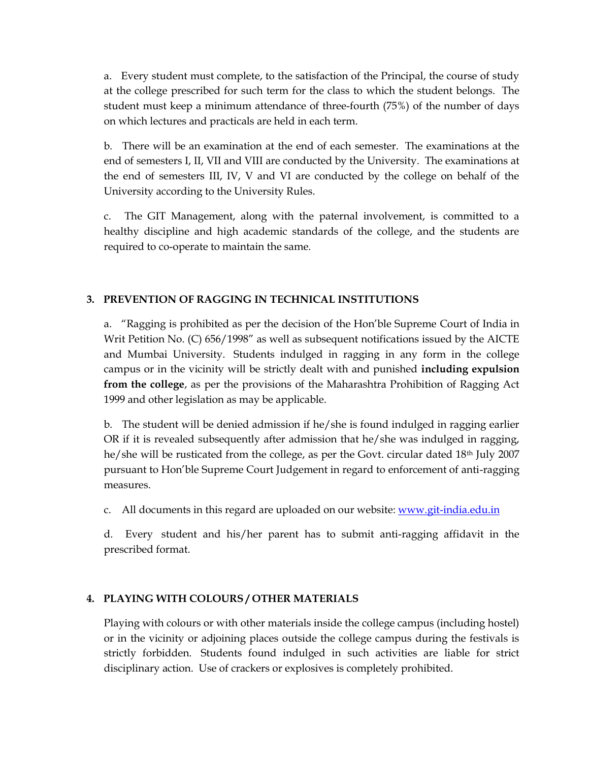a. Every student must complete, to the satisfaction of the Principal, the course of study at the college prescribed for such term for the class to which the student belongs. The student must keep a minimum attendance of three-fourth (75%) of the number of days on which lectures and practicals are held in each term.

b. There will be an examination at the end of each semester. The examinations at the end of semesters I, II, VII and VIII are conducted by the University. The examinations at the end of semesters III, IV, V and VI are conducted by the college on behalf of the University according to the University Rules.

c. The GIT Management, along with the paternal involvement, is committed to a healthy discipline and high academic standards of the college, and the students are required to co-operate to maintain the same.

## 3. PREVENTION OF RAGGING IN TECHNICAL INSTITUTIONS

a. "Ragging is prohibited as per the decision of the Hon'ble Supreme Court of India in Writ Petition No. (C) 656/1998" as well as subsequent notifications issued by the AICTE and Mumbai University. Students indulged in ragging in any form in the college campus or in the vicinity will be strictly dealt with and punished **including expulsion from the college**, as per the provisions of the Maharashtra Prohibition of Ragging Act 1999 and other legislation as may be applicable.

b. The student will be denied admission if he/she is found indulged in ragging earlier OR if it is revealed subsequently after admission that he/she was indulged in ragging, he/she will be rusticated from the college, as per the Govt. circular dated 18th July 2007 pursuant to Hon'ble Supreme Court Judgement in regard to enforcement of anti-ragging measures.

c. All documents in this regard are uploaded on our website: [www.git-india.edu.in](http://www.git-india.edu.in)

d. Every student and his/her parent has to submit anti-ragging affidavit in the prescribed format.

## 4. PLAYING WITH COLOURS / OTHER MATERIALS

Playing with colours or with other materials inside the college campus (including hostel) or in the vicinity or adjoining places outside the college campus during the festivals is strictly forbidden. Students found indulged in such activities are liable for strict disciplinary action. Use of crackers or explosives is completely prohibited.